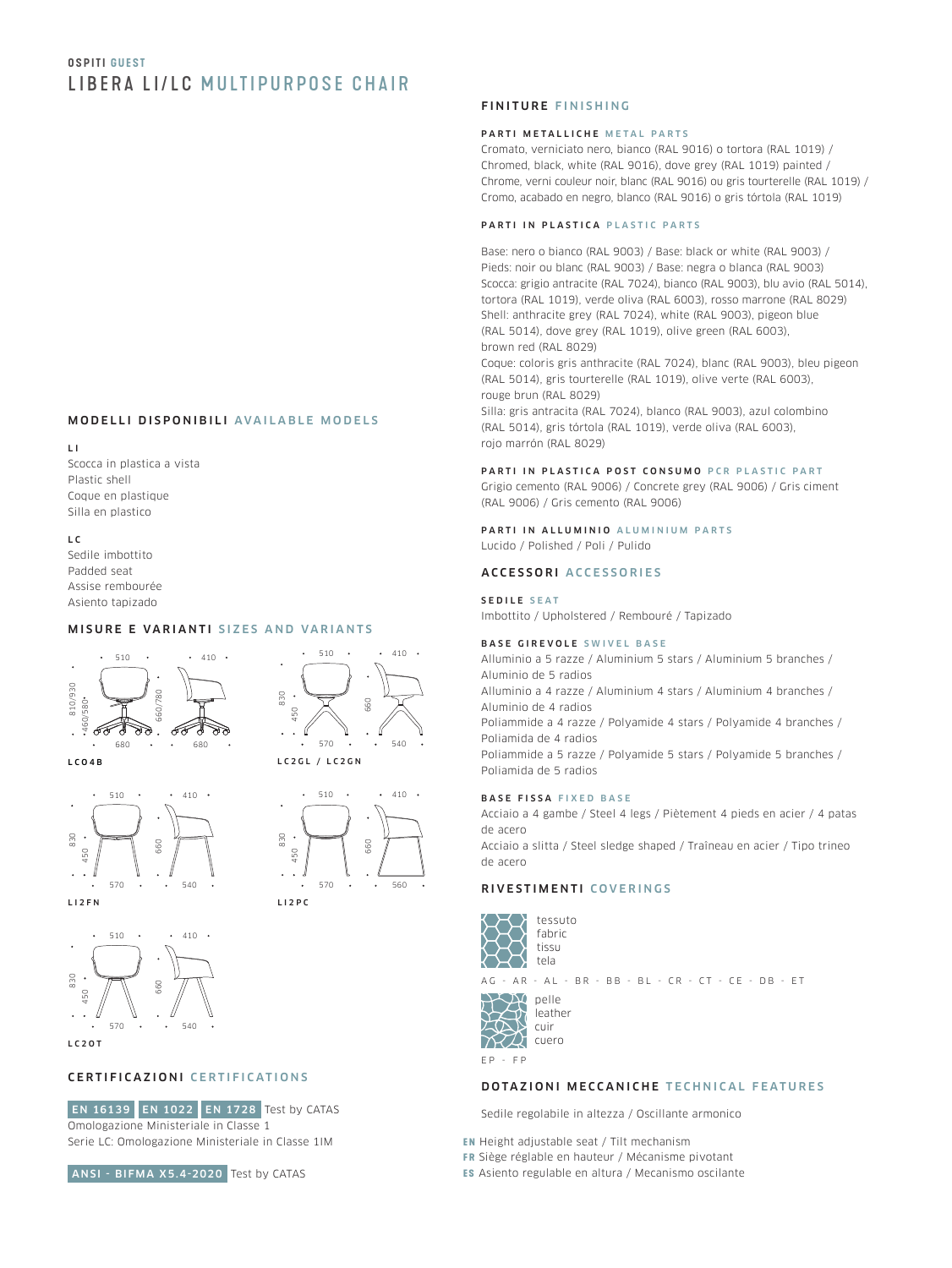**OSPITI** GUEST

# LIBERA LI/LC MULTIPURPOSE CHAIR

## MODELLI DISPONIBILI AVAILABLE MODELS

**LI**
Scocca in plastica a vista
Plastic shell
Coque en plastique
Silla en plastico

**LC**
Sedile imbottito
Padded seat
Assise rembourée
Asiento tapizado

## MISURE E VARIANTI SIZES AND VARIANTS

**LC04B**: 510 · 410 · 810/930 · 460/580 · 660/780 · 680 · 680

**LC2GL / LC2GN**: 510 · 410 · 830 · 450 · 660 · 570 · 540

**LI2FN**: 510 · 410 · 830 · 450 · 660 · 570 · 540

**LI2PC**: 510 · 410 · 830 · 450 · 660 · 570 · 560

**LC2OT**: 510 · 410 · 830 · 450 · 660 · 570 · 540

## CERTIFICAZIONI CERTIFICATIONS

**EN 16139** **EN 1022** **EN 1728** Test by CATAS
Omologazione Ministeriale in Classe 1
Serie LC: Omologazione Ministeriale in Classe 1IM

**ANSI - BIFMA X5.4-2020** Test by CATAS

## FINITURE FINISHING

### PARTI METALLICHE METAL PARTS

Cromato, verniciato nero, bianco (RAL 9016) o tortora (RAL 1019) / Chromed, black, white (RAL 9016), dove grey (RAL 1019) painted / Chrome, verni couleur noir, blanc (RAL 9016) ou gris tourterelle (RAL 1019) / Cromo, acabado en negro, blanco (RAL 9016) o gris tórtola (RAL 1019)

### PARTI IN PLASTICA PLASTIC PARTS

Base: nero o bianco (RAL 9003) / Base: black or white (RAL 9003) / Pieds: noir ou blanc (RAL 9003) / Base: negra o blanca (RAL 9003)
Scocca: grigio antracite (RAL 7024), bianco (RAL 9003), blu avio (RAL 5014), tortora (RAL 1019), verde oliva (RAL 6003), rosso marrone (RAL 8029)
Shell: anthracite grey (RAL 7024), white (RAL 9003), pigeon blue (RAL 5014), dove grey (RAL 1019), olive green (RAL 6003), brown red (RAL 8029)
Coque: coloris gris anthracite (RAL 7024), blanc (RAL 9003), bleu pigeon (RAL 5014), gris tourterelle (RAL 1019), olive verte (RAL 6003), rouge brun (RAL 8029)
Silla: gris antracita (RAL 7024), blanco (RAL 9003), azul colombino (RAL 5014), gris tórtola (RAL 1019), verde oliva (RAL 6003), rojo marrón (RAL 8029)

### PARTI IN PLASTICA POST CONSUMO PCR PLASTIC PART

Grigio cemento (RAL 9006) / Concrete grey (RAL 9006) / Gris ciment (RAL 9006) / Gris cemento (RAL 9006)

### PARTI IN ALLUMINIO ALUMINIUM PARTS

Lucido / Polished / Poli / Pulido

## ACCESSORI ACCESSORIES

### SEDILE SEAT

Imbottito / Upholstered / Rembouré / Tapizado

### BASE GIREVOLE SWIVEL BASE

Alluminio a 5 razze / Aluminium 5 stars / Aluminium 5 branches / Aluminio de 5 radios
Alluminio a 4 razze / Aluminium 4 stars / Aluminium 4 branches / Aluminio de 4 radios
Poliammide a 4 razze / Polyamide 4 stars / Polyamide 4 branches / Poliamida de 4 radios
Poliammide a 5 razze / Polyamide 5 stars / Polyamide 5 branches / Poliamida de 5 radios

### BASE FISSA FIXED BASE

Acciaio a 4 gambe / Steel 4 legs / Piètement 4 pieds en acier / 4 patas de acero
Acciaio a slitta / Steel sledge shaped / Traîneau en acier / Tipo trineo de acero

## RIVESTIMENTI COVERINGS

tessuto
fabric
tissu
tela

AG - AR - AL - BR - BB - BL - CR - CT - CE - DB - ET

pelle
leather
cuir
cuero

EP - FP

## DOTAZIONI MECCANICHE TECHNICAL FEATURES

Sedile regolabile in altezza / Oscillante armonico

**EN** Height adjustable seat / Tilt mechanism
**FR** Siège réglable en hauteur / Mécanisme pivotant
**ES** Asiento regulable en altura / Mecanismo oscilante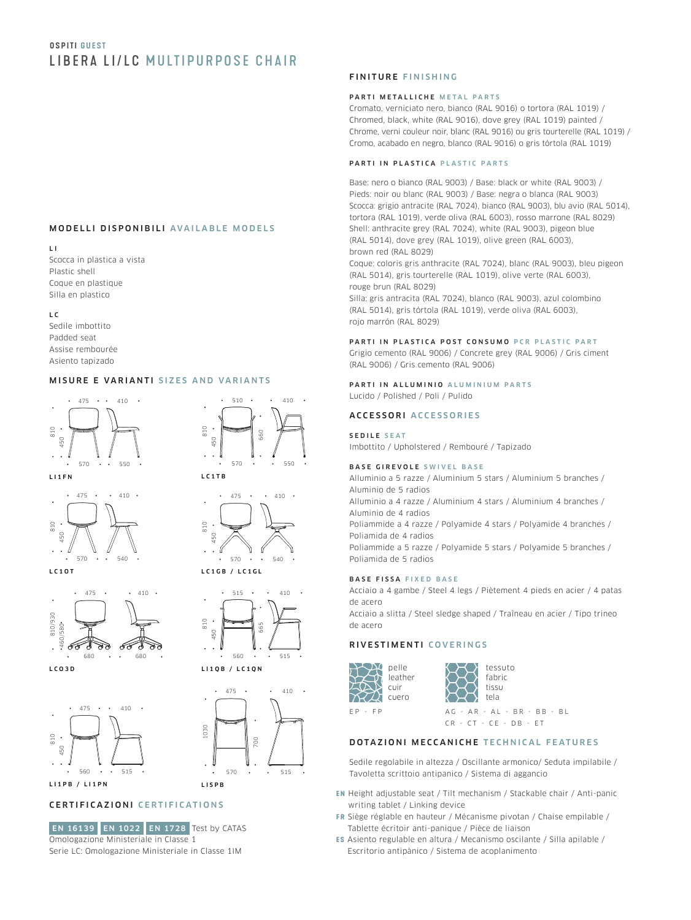OSPITI **GUEST**

# LIBERA LI/LC MULTIPURPOSE CHAIR

## MODELLI DISPONIBILI AVAILABLE MODELS

**LI**
Scocca in plastica a vista
Plastic shell
Coque en plastique
Silla en plastico

**LC**
Sedile imbottito
Padded seat
Assise rembourée
Asiento tapizado

## MISURE E VARIANTI SIZES AND VARIANTS

475 410
810 450
570 550
LI1FN

510 410
810 450 660
570 550
LC1TB

475 410
810 450
570 540
LC1OT

475 410
810 450
570 540
LC1GB / LC1GL

475 410
810/930 460/580
680 680
LC03D

515 410
810 450 665
560 515
LI1QB / LC1QN

475 410
810 450
560 515
LI1PB / LI1PN

475 410
1030 700
570 515
LISPB

## CERTIFICAZIONI CERTIFICATIONS

**EN 16139** **EN 1022** **EN 1728** Test by CATAS
Omologazione Ministeriale in Classe 1
Serie LC: Omologazione Ministeriale in Classe 1IM

## FINITURE FINISHING

### PARTI METALLICHE METAL PARTS

Cromato, verniciato nero, bianco (RAL 9016) o tortora (RAL 1019) / Chromed, black, white (RAL 9016), dove grey (RAL 1019) painted / Chrome, verni couleur noir, blanc (RAL 9016) ou gris tourterelle (RAL 1019) / Cromo, acabado en negro, blanco (RAL 9016) o gris tórtola (RAL 1019)

### PARTI IN PLASTICA PLASTIC PARTS

Base: nero o bianco (RAL 9003) / Base: black or white (RAL 9003) / Pieds: noir ou blanc (RAL 9003) / Base: negra o blanca (RAL 9003)
Scocca: grigio antracite (RAL 7024), bianco (RAL 9003), blu avio (RAL 5014), tortora (RAL 1019), verde oliva (RAL 6003), rosso marrone (RAL 8029)
Shell: anthracite grey (RAL 7024), white (RAL 9003), pigeon blue (RAL 5014), dove grey (RAL 1019), olive green (RAL 6003), brown red (RAL 8029)
Coque: coloris gris anthracite (RAL 7024), blanc (RAL 9003), bleu pigeon (RAL 5014), gris tourterelle (RAL 1019), olive verte (RAL 6003), rouge brun (RAL 8029)
Silla: gris antracita (RAL 7024), blanco (RAL 9003), azul colombino (RAL 5014), gris tórtola (RAL 1019), verde oliva (RAL 6003), rojo marrón (RAL 8029)

### PARTI IN PLASTICA POST CONSUMO PCR PLASTIC PART

Grigio cemento (RAL 9006) / Concrete grey (RAL 9006) / Gris ciment (RAL 9006) / Gris cemento (RAL 9006)

### PARTI IN ALLUMINIO ALUMINIUM PARTS

Lucido / Polished / Poli / Pulido

## ACCESSORI ACCESSORIES

### SEDILE SEAT

Imbottito / Upholstered / Rembouré / Tapizado

### BASE GIREVOLE SWIVEL BASE

Alluminio a 5 razze / Aluminium 5 stars / Aluminium 5 branches / Aluminio de 5 radios
Alluminio a 4 razze / Aluminium 4 stars / Aluminium 4 branches / Aluminio de 4 radios
Poliammide a 4 razze / Polyamide 4 stars / Polyamide 4 branches / Poliamida de 4 radios
Poliammide a 5 razze / Polyamide 5 stars / Polyamide 5 branches / Poliamida de 5 radios

### BASE FISSA FIXED BASE

Acciaio a 4 gambe / Steel 4 legs / Piètement 4 pieds en acier / 4 patas de acero
Acciaio a slitta / Steel sledge shaped / Traîneau en acier / Tipo trineo de acero

## RIVESTIMENTI COVERINGS

pelle
leather
cuir
cuero

EP - FP

tessuto
fabric
tissu
tela

AG - AR - AL - BR - BB - BL
CR - CT - CE - DB - ET

## DOTAZIONI MECCANICHE TECHNICAL FEATURES

Sedile regolabile in altezza / Oscillante armonico/ Seduta impilabile / Tavoletta scrittoio antipanico / Sistema di aggancio

**EN** Height adjustable seat / Tilt mechanism / Stackable chair / Anti-panic writing tablet / Linking device

**FR** Siège réglable en hauteur / Mécanisme pivotan / Chaise empilable / Tablette écritoir anti-panique / Pièce de liaison

**ES** Asiento regulable en altura / Mecanismo oscilante / Silla apilable / Escritorio antipànico / Sistema de acoplamiento